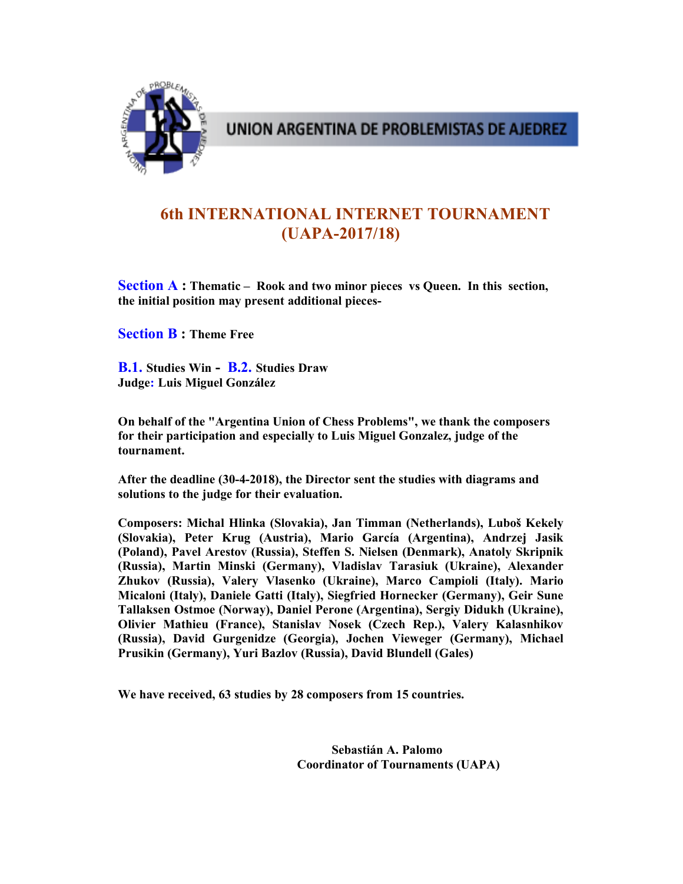UNION ARGENTINA DE PROBLEMISTAS DE AJEDREZ

# 6th INTERNATIONAL INTERNET TOURNAMENT (UAPA-2017/18)

**Section A : Thematic – Rook and two minor pieces vs Queen. In this section, the initial position may present additional pieces-**

**Section B : Theme Free**

**B.1. Studies Win - B.2. Studies Draw**
**Judge: Luis Miguel González**

**On behalf of the "Argentina Union of Chess Problems", we thank the composers for their participation and especially to Luis Miguel Gonzalez, judge of the tournament.**

**After the deadline (30-4-2018), the Director sent the studies with diagrams and solutions to the judge for their evaluation.**

**Composers: Michal Hlinka (Slovakia), Jan Timman (Netherlands), Luboš Kekely (Slovakia), Peter Krug (Austria), Mario García (Argentina), Andrzej Jasik (Poland), Pavel Arestov (Russia), Steffen S. Nielsen (Denmark), Anatoly Skripnik (Russia), Martin Minski (Germany), Vladislav Tarasiuk (Ukraine), Alexander Zhukov (Russia), Valery Vlasenko (Ukraine), Marco Campioli (Italy). Mario Micaloni (Italy), Daniele Gatti (Italy), Siegfried Hornecker (Germany), Geir Sune Tallaksen Ostmoe (Norway), Daniel Perone (Argentina), Sergiy Didukh (Ukraine), Olivier Mathieu (France), Stanislav Nosek (Czech Rep.), Valery Kalasnhikov (Russia), David Gurgenidze (Georgia), Jochen Vieweger (Germany), Michael Prusikin (Germany), Yuri Bazlov (Russia), David Blundell (Gales)**

**We have received, 63 studies by 28 composers from 15 countries.**

**Sebastián A. Palomo**
**Coordinator of Tournaments (UAPA)**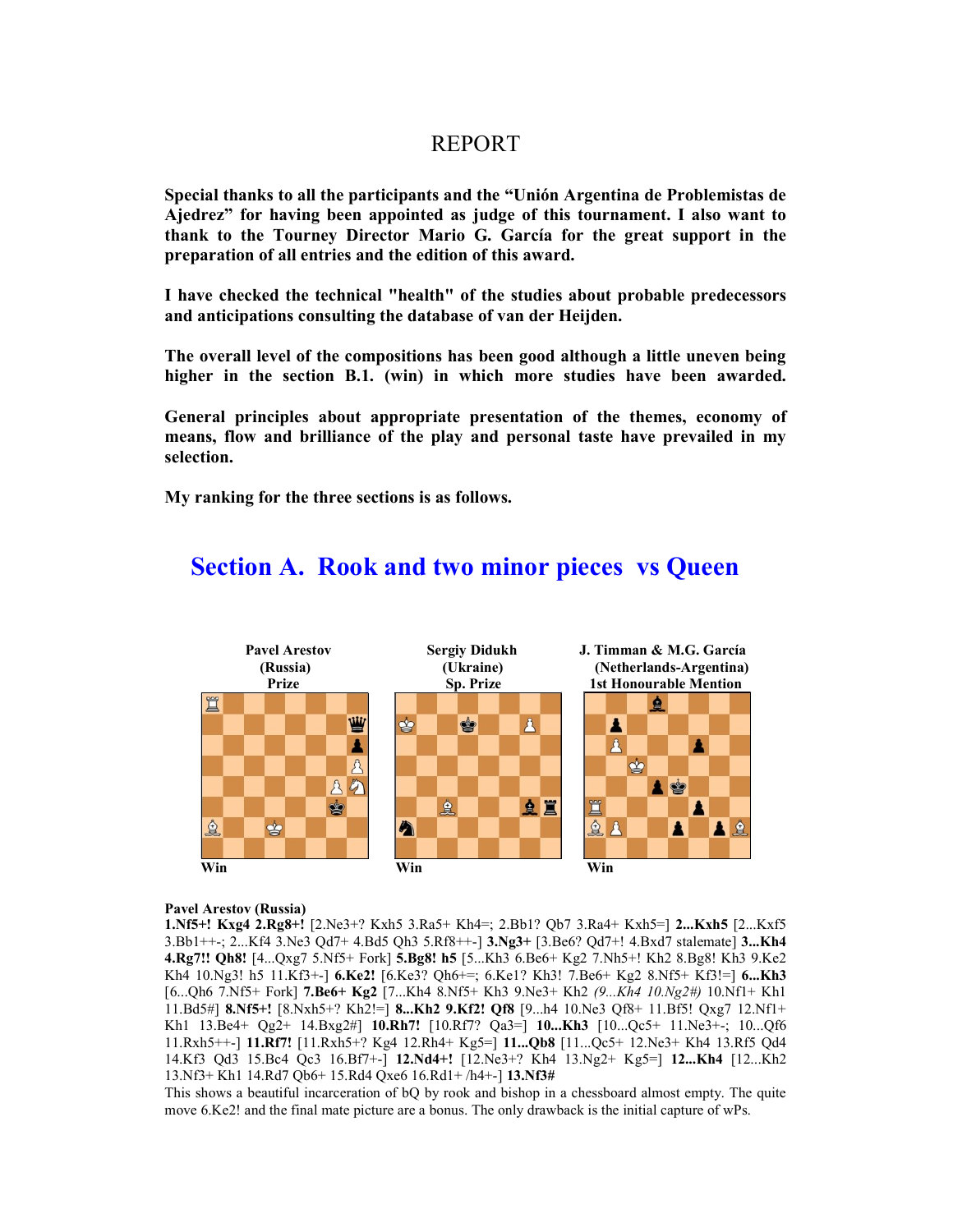# REPORT

**Special thanks to all the participants and the "Unión Argentina de Problemistas de Ajedrez" for having been appointed as judge of this tournament. I also want to thank to the Tourney Director Mario G. García for the great support in the preparation of all entries and the edition of this award.**

**I have checked the technical "health" of the studies about probable predecessors and anticipations consulting the database of van der Heijden.**

**The overall level of the compositions has been good although a little uneven being higher in the section B.1. (win) in which more studies have been awarded.**

**General principles about appropriate presentation of the themes, economy of means, flow and brilliance of the play and personal taste have prevailed in my selection.**

**My ranking for the three sections is as follows.**

## Section A. Rook and two minor pieces vs Queen

**Pavel Arestov (Russia) Prize** — Win

**Sergiy Didukh (Ukraine) Sp. Prize** — Win

**J. Timman & M.G. García (Netherlands-Argentina) 1st Honourable Mention** — Win

**Pavel Arestov (Russia)**

**1.Nf5+! Kxg4 2.Rg8+!** [2.Ne3+? Kxh5 3.Ra5+ Kh4=; 2.Bb1? Qb7 3.Ra4+ Kxh5=] **2...Kxh5** [2...Kxf5 3.Bb1++-; 2...Kf4 3.Ne3 Qd7+ 4.Bd5 Qh3 5.Rf8++-] **3.Ng3+** [3.Be6? Qd7+! 4.Bxd7 stalemate] **3...Kh4 4.Rg7!! Qh8!** [4...Qxg7 5.Nf5+ Fork] **5.Bg8! h5** [5...Kh3 6.Be6+ Kg2 7.Nh5+! Kh2 8.Bg8! Kh3 9.Ke2 Kh4 10.Ng3! h5 11.Kf3+-] **6.Ke2!** [6.Ke3? Qh6+=; 6.Ke1? Kh3! 7.Be6+ Kg2 8.Nf5+ Kf3!=] **6...Kh3** [6...Qh6 7.Nf5+ Fork] **7.Be6+ Kg2** [7...Kh4 8.Nf5+ Kh3 9.Ne3+ Kh2 *(9...Kh4 10.Ng2#)* 10.Nf1+ Kh1 11.Bd5#] **8.Nf5+!** [8.Nxh5+? Kh2!=] **8...Kh2 9.Kf2! Qf8** [9...h4 10.Ne3 Qf8+ 11.Bf5! Qxg7 12.Nf1+ Kh1 13.Be4+ Qg2+ 14.Bxg2#] **10.Rh7!** [10.Rf7? Qa3=] **10...Kh3** [10...Qc5+ 11.Ne3+-; 10...Qf6 11.Rxh5++-] **11.Rf7!** [11.Rxh5+? Kg4 12.Rh4+ Kg5=] **11...Qb8** [11...Qc5+ 12.Ne3+ Kh4 13.Rf5 Qd4 14.Kf3 Qd3 15.Bc4 Qc3 16.Bf7+-] **12.Nd4+!** [12.Ne3+? Kh4 13.Ng2+ Kg5=] **12...Kh4** [12...Kh2 13.Nf3+ Kh1 14.Rd7 Qb6+ 15.Rd4 Qxe6 16.Rd1+ /h4+-] **13.Nf3#**

This shows a beautiful incarceration of bQ by rook and bishop in a chessboard almost empty. The quite move 6.Ke2! and the final mate picture are a bonus. The only drawback is the initial capture of wPs.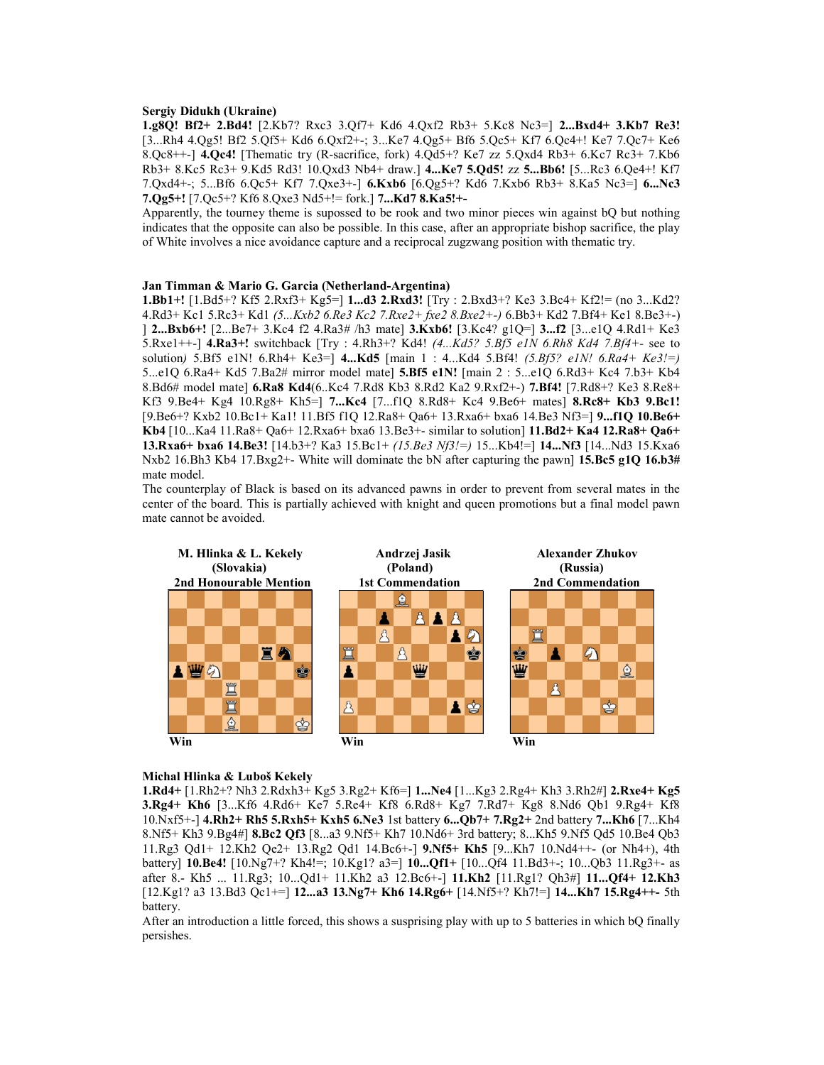**Sergiy Didukh (Ukraine)**

**1.g8Q! Bf2+ 2.Bd4!** [2.Kb7? Rxc3 3.Qf7+ Kd6 4.Qxf2 Rb3+ 5.Kc8 Nc3=] **2...Bxd4+ 3.Kb7 Re3!** [3...Rh4 4.Qg5! Bf2 5.Qf5+ Kd6 6.Qxf2+-; 3...Ke7 4.Qg5+ Bf6 5.Qc5+ Kf7 6.Qc4+! Ke7 7.Qc7+ Ke6 8.Qc8++-] **4.Qc4!** [Thematic try (R-sacrifice, fork) 4.Qd5+? Ke7 zz 5.Qxd4 Rb3+ 6.Kc7 Rc3+ 7.Kb6 Rb3+ 8.Kc5 Rc3+ 9.Kd5 Rd3! 10.Qxd3 Nb4+ draw.] **4...Ke7 5.Qd5!** zz **5...Bb6!** [5...Rc3 6.Qe4+! Kf7 7.Qxd4+-; 5...Bf6 6.Qc5+ Kf7 7.Qxe3+-] **6.Kxb6** [6.Qg5+? Kd6 7.Kxb6 Rb3+ 8.Ka5 Nc3=] **6...Nc3 7.Qg5+!** [7.Qc5+? Kf6 8.Qxe3 Nd5+!= fork.] **7...Kd7 8.Ka5!+-**

Apparently, the tourney theme is supossed to be rook and two minor pieces win against bQ but nothing indicates that the opposite can also be possible. In this case, after an appropriate bishop sacrifice, the play of White involves a nice avoidance capture and a reciprocal zugzwang position with thematic try.

**Jan Timman & Mario G. Garcia (Netherland-Argentina)**

**1.Bb1+!** [1.Bd5+? Kf5 2.Rxf3+ Kg5=] **1...d3 2.Rxd3!** [Try : 2.Bxd3+? Ke3 3.Bc4+ Kf2!= (no 3...Kd2? 4.Rd3+ Kc1 5.Rc3+ Kd1 *(5...Kxb2 6.Re3 Kc2 7.Rxe2+ fxe2 8.Bxe2+-)* 6.Bb3+ Kd2 7.Bf4+ Ke1 8.Be3+-) ] **2...Bxb6+!** [2...Be7+ 3.Kc4 f2 4.Ra3# /h3 mate] **3.Kxb6!** [3.Kc4? g1Q=] **3...f2** [3...e1Q 4.Rd1+ Ke3 5.Rxe1++-] **4.Ra3+!** switchback [Try : 4.Rh3+? Kd4! *(4...Kd5? 5.Bf5 e1N 6.Rh8 Kd4 7.Bf4+- see to solution)* 5.Bf5 e1N! 6.Rh4+ Ke3=] **4...Kd5** [main 1 : 4...Kd4 5.Bf4! *(5.Bf5? e1N! 6.Ra4+ Ke3!=)* 5...e1Q 6.Ra4+ Kd5 7.Ba2# mirror model mate] **5.Bf5 e1N!** [main 2 : 5...e1Q 6.Rd3+ Kc4 7.b3+ Kb4 8.Bd6# model mate] **6.Ra8 Kd4**(6..Kc4 7.Rd8 Kb3 8.Rd2 Ka2 9.Rxf2+-) **7.Bf4!** [7.Rd8+? Ke3 8.Re8+ Kf3 9.Be4+ Kg4 10.Rg8+ Kh5=] **7...Kc4** [7...f1Q 8.Rd8+ Kc4 9.Be6+ mates] **8.Rc8+ Kb3 9.Bc1!** [9.Be6+? Kxb2 10.Bc1+ Ka1! 11.Bf5 f1Q 12.Ra8+ Qa6+ 13.Rxa6+ bxa6 14.Be3 Nf3=] **9...f1Q 10.Be6+ Kb4** [10...Ka4 11.Ra8+ Qa6+ 12.Rxa6+ bxa6 13.Be3+- similar to solution] **11.Bd2+ Ka4 12.Ra8+ Qa6+ 13.Rxa6+ bxa6 14.Be3!** [14.b3+? Ka3 15.Bc1+ *(15.Be3 Nf3!=)* 15...Kb4!=] **14...Nf3** [14...Nd3 15.Kxa6 Nxb2 16.Bh3 Kb4 17.Bxg2+- White will dominate the bN after capturing the pawn] **15.Bc5 g1Q 16.b3#** mate model.

The counterplay of Black is based on its advanced pawns in order to prevent from several mates in the center of the board. This is partially achieved with knight and queen promotions but a final model pawn mate cannot be avoided.

**M. Hlinka & L. Kekely (Slovakia) 2nd Honourable Mention**

Win

**Andrzej Jasik (Poland) 1st Commendation**

Win

**Alexander Zhukov (Russia) 2nd Commendation**

Win

**Michal Hlinka & Luboš Kekely**

**1.Rd4+** [1.Rh2+? Nh3 2.Rdxh3+ Kg5 3.Rg2+ Kf6=] **1...Ne4** [1...Kg3 2.Rg4+ Kh3 3.Rh2#] **2.Rxe4+ Kg5 3.Rg4+ Kh6** [3...Kf6 4.Rd6+ Ke7 5.Re4+ Kf8 6.Rd8+ Kg7 7.Rd7+ Kg8 8.Nd6 Qb1 9.Rg4+ Kf8 10.Nxf5+-] **4.Rh2+ Rh5 5.Rxh5+ Kxh5 6.Ne3** 1st battery **6...Qb7+ 7.Rg2+** 2nd battery **7...Kh6** [7...Kh4 8.Nf5+ Kh3 9.Bg4#] **8.Bc2 Qf3** [8...a3 9.Nf5+ Kh7 10.Nd6+ 3rd battery; 8...Kh5 9.Nf5 Qd5 10.Be4 Qb3 11.Rg3 Qd1+ 12.Kh2 Qe2+ 13.Rg2 Qd1 14.Bc6+-] **9.Nf5+ Kh5** [9...Kh7 10.Nd4++- (or Nh4+), 4th battery] **10.Be4!** [10.Ng7+? Kh4!=; 10.Kg1? a3=] **10...Qf1+** [10...Qf4 11.Bd3+-; 10...Qb3 11.Rg3+- as after 8.- Kh5 ... 11.Rg3; 10...Qd1+ 11.Kh2 a3 12.Bc6+-] **11.Kh2** [11.Rg1? Qh3#] **11...Qf4+ 12.Kh3** [12.Kg1? a3 13.Bd3 Qc1+=] **12...a3 13.Ng7+ Kh6 14.Rg6+** [14.Nf5+? Kh7!=] **14...Kh7 15.Rg4++-** 5th battery.

After an introduction a little forced, this shows a susprising play with up to 5 batteries in which bQ finally persishes.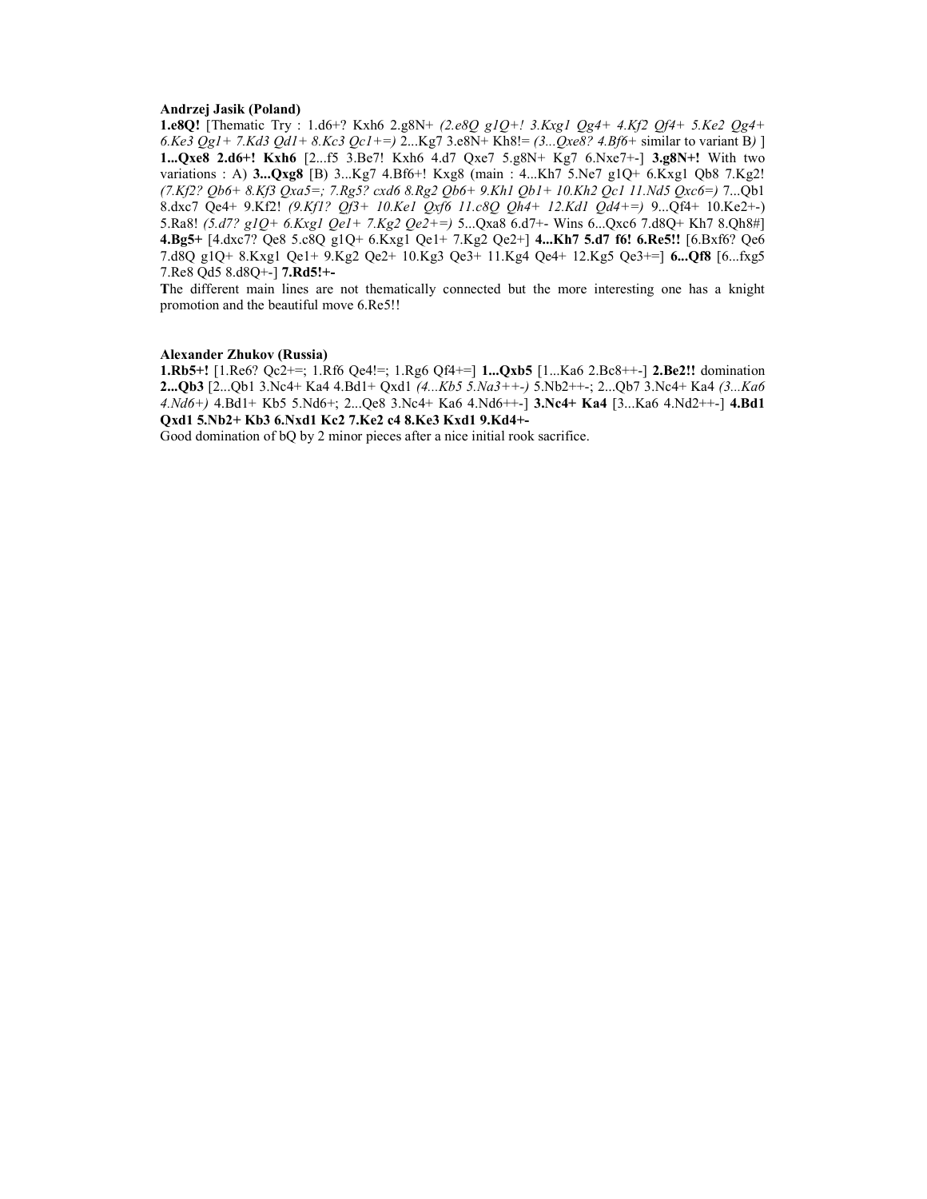**Andrzej Jasik (Poland)**

**1.e8Q!** [Thematic Try : 1.d6+? Kxh6 2.g8N+ *(2.e8Q g1Q+! 3.Kxg1 Qg4+ 4.Kf2 Qf4+ 5.Ke2 Qg4+ 6.Ke3 Qg1+ 7.Kd3 Qd1+ 8.Kc3 Qc1+=)* 2...Kg7 3.e8N+ Kh8!= *(3...Qxe8? 4.Bf6+* similar to variant B*)* ] **1...Qxe8 2.d6+! Kxh6** [2...f5 3.Be7! Kxh6 4.d7 Qxe7 5.g8N+ Kg7 6.Nxe7+-] **3.g8N+!** With two variations : A) **3...Qxg8** [B) 3...Kg7 4.Bf6+! Kxg8 (main : 4...Kh7 5.Ne7 g1Q+ 6.Kxg1 Qb8 7.Kg2! *(7.Kf2? Qb6+ 8.Kf3 Qxa5=; 7.Rg5? cxd6 8.Rg2 Qb6+ 9.Kh1 Qb1+ 10.Kh2 Qc1 11.Nd5 Qxc6=)* 7...Qb1 8.dxc7 Qe4+ 9.Kf2! *(9.Kf1? Qf3+ 10.Ke1 Qxf6 11.c8Q Qh4+ 12.Kd1 Qd4+=)* 9...Qf4+ 10.Ke2+-) 5.Ra8! *(5.d7? g1Q+ 6.Kxg1 Qe1+ 7.Kg2 Qe2+=)* 5...Qxa8 6.d7+- Wins 6...Qxc6 7.d8Q+ Kh7 8.Qh8#] **4.Bg5+** [4.dxc7? Qe8 5.c8Q g1Q+ 6.Kxg1 Qe1+ 7.Kg2 Qe2+] **4...Kh7 5.d7 f6! 6.Re5!!** [6.Bxf6? Qe6 7.d8Q g1Q+ 8.Kxg1 Qe1+ 9.Kg2 Qe2+ 10.Kg3 Qe3+ 11.Kg4 Qe4+ 12.Kg5 Qe3+=] **6...Qf8** [6...fxg5 7.Re8 Qd5 8.d8Q+-] **7.Rd5!+-**

The different main lines are not thematically connected but the more interesting one has a knight promotion and the beautiful move 6.Re5!!

**Alexander Zhukov (Russia)**

**1.Rb5+!** [1.Re6? Qc2+=; 1.Rf6 Qe4!=; 1.Rg6 Qf4+=] **1...Qxb5** [1...Ka6 2.Bc8++-] **2.Be2!!** domination **2...Qb3** [2...Qb1 3.Nc4+ Ka4 4.Bd1+ Qxd1 *(4...Kb5 5.Na3++-)* 5.Nb2++-; 2...Qb7 3.Nc4+ Ka4 *(3...Ka6 4.Nd6+)* 4.Bd1+ Kb5 5.Nd6+; 2...Qe8 3.Nc4+ Ka6 4.Nd6++-] **3.Nc4+ Ka4** [3...Ka6 4.Nd2++-] **4.Bd1 Qxd1 5.Nb2+ Kb3 6.Nxd1 Kc2 7.Ke2 c4 8.Ke3 Kxd1 9.Kd4+-**

Good domination of bQ by 2 minor pieces after a nice initial rook sacrifice.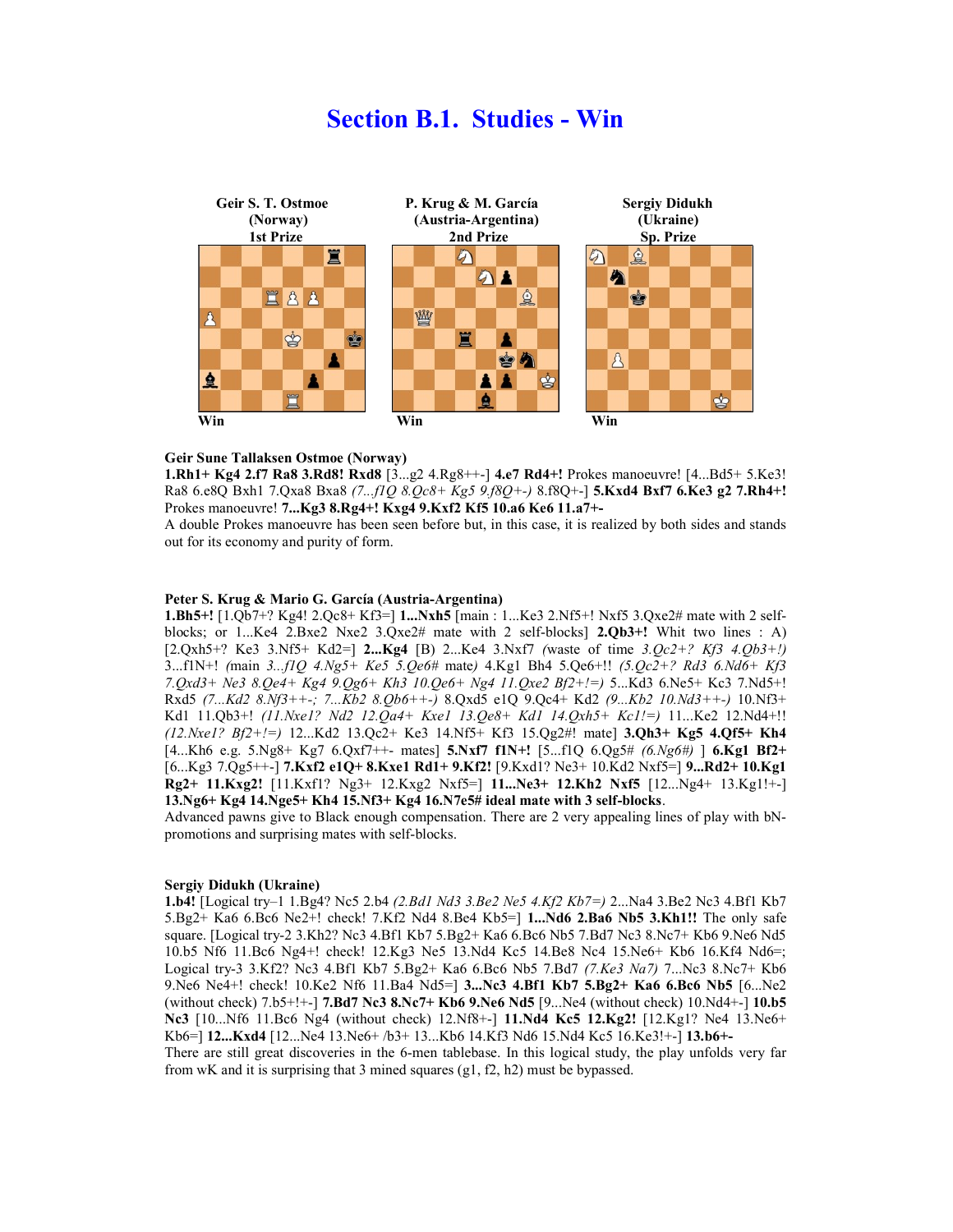# Section B.1. Studies - Win

**Geir S. T. Ostmoe (Norway) 1st Prize**

Win

**P. Krug & M. García (Austria-Argentina) 2nd Prize**

Win

**Sergiy Didukh (Ukraine) Sp. Prize**

Win

**Geir Sune Tallaksen Ostmoe (Norway)**

**1.Rh1+ Kg4 2.f7 Ra8 3.Rd8! Rxd8** [3...g2 4.Rg8++-] **4.e7 Rd4+!** Prokes manoeuvre! [4...Bd5+ 5.Ke3! Ra8 6.e8Q Bxh1 7.Qxa8 Bxa8 *(7...f1Q 8.Qc8+ Kg5 9.f8Q+-)* 8.f8Q+-] **5.Kxd4 Bxf7 6.Ke3 g2 7.Rh4+!** Prokes manoeuvre! **7...Kg3 8.Rg4+! Kxg4 9.Kxf2 Kf5 10.a6 Ke6 11.a7+-**

A double Prokes manoeuvre has been seen before but, in this case, it is realized by both sides and stands out for its economy and purity of form.

**Peter S. Krug & Mario G. García (Austria-Argentina)**

**1.Bh5+!** [1.Qb7+? Kg4! 2.Qc8+ Kf3=] **1...Nxh5** [main : 1...Ke3 2.Nf5+! Nxf5 3.Qxe2# mate with 2 self-blocks; or 1...Ke4 2.Bxe2 Nxe2 3.Qxe2# mate with 2 self-blocks] **2.Qb3+!** Whit two lines : A) [2.Qxh5+? Ke3 3.Nf5+ Kd2=] **2...Kg4** [B) 2...Ke4 3.Nxf7 *(waste of time 3.Qc2+? Kf3 4.Qb3+!)* 3...f1N+! *(main 3...f1Q 4.Ng5+ Ke5 5.Qe6# mate)* 4.Kg1 Bh4 5.Qe6+!! *(5.Qc2+? Rd3 6.Nd6+ Kf3 7.Qxd3+ Ne3 8.Qe4+ Kg4 9.Qg6+ Kh3 10.Qe6+ Ng4 11.Qxe2 Bf2+!=)* 5...Kd3 6.Ne5+ Kc3 7.Nd5+! Rxd5 *(7...Kd2 8.Nf3++-; 7...Kb2 8.Qb6++-)* 8.Qxd5 e1Q 9.Qc4+ Kd2 *(9...Kb2 10.Nd3++-)* 10.Nf3+ Kd1 11.Qb3+! *(11.Nxe1? Nd2 12.Qa4+ Kxe1 13.Qe8+ Kd1 14.Qxh5+ Kc1!=)* 11...Ke2 12.Nd4+!! *(12.Nxe1? Bf2+!=)* 12...Kd2 13.Qc2+ Ke3 14.Nf5+ Kf3 15.Qg2#! mate] **3.Qh3+ Kg5 4.Qf5+ Kh4** [4...Kh6 e.g. 5.Ng8+ Kg7 6.Qxf7++- mates] **5.Nxf7 f1N+!** [5...f1Q 6.Qg5# *(6.Ng6#)* ] **6.Kg1 Bf2+** [6...Kg3 7.Qg5++-] **7.Kxf2 e1Q+ 8.Kxe1 Rd1+ 9.Kf2!** [9.Kxd1? Ne3+ 10.Kd2 Nxf5=] **9...Rd2+ 10.Kg1 Rg2+ 11.Kxg2!** [11.Kxf1? Ng3+ 12.Kxg2 Nxf5=] **11...Ne3+ 12.Kh2 Nxf5** [12...Ng4+ 13.Kg1!+-] **13.Ng6+ Kg4 14.Nge5+ Kh4 15.Nf3+ Kg4 16.N7e5# ideal mate with 3 self-blocks**.

Advanced pawns give to Black enough compensation. There are 2 very appealing lines of play with bN-promotions and surprising mates with self-blocks.

**Sergiy Didukh (Ukraine)**

**1.b4!** [Logical try–1 1.Bg4? Nc5 2.b4 *(2.Bd1 Nd3 3.Be2 Ne5 4.Kf2 Kb7=)* 2...Na4 3.Be2 Nc3 4.Bf1 Kb7 5.Bg2+ Ka6 6.Bc6 Ne2+! check! 7.Kf2 Nd4 8.Be4 Kb5=] **1...Nd6 2.Ba6 Nb5 3.Kh1!!** The only safe square. [Logical try-2 3.Kh2? Nc3 4.Bf1 Kb7 5.Bg2+ Ka6 6.Bc6 Nb5 7.Bd7 Nc3 8.Nc7+ Kb6 9.Ne6 Nd5 10.b5 Nf6 11.Bc6 Ng4+! check! 12.Kg3 Ne5 13.Nd4 Kc5 14.Be8 Nc4 15.Ne6+ Kb6 16.Kf4 Nd6=; Logical try-3 3.Kf2? Nc3 4.Bf1 Kb7 5.Bg2+ Ka6 6.Bc6 Nb5 7.Bd7 *(7.Ke3 Na7)* 7...Nc3 8.Nc7+ Kb6 9.Ne6 Ne4+! check! 10.Ke2 Nf6 11.Ba4 Nd5=] **3...Nc3 4.Bf1 Kb7 5.Bg2+ Ka6 6.Bc6 Nb5** [6...Ne2 (without check) 7.b5+!+-] **7.Bd7 Nc3 8.Nc7+ Kb6 9.Ne6 Nd5** [9...Ne4 (without check) 10.Nd4+-] **10.b5 Nc3** [10...Nf6 11.Bc6 Ng4 (without check) 12.Nf8+-] **11.Nd4 Kc5 12.Kg2!** [12.Kg1? Ne4 13.Ne6+ Kb6=] **12...Kxd4** [12...Ne4 13.Ne6+ /b3+ 13...Kb6 14.Kf3 Nd6 15.Nd4 Kc5 16.Ke3!+-] **13.b6+-**

There are still great discoveries in the 6-men tablebase. In this logical study, the play unfolds very far from wK and it is surprising that 3 mined squares (g1, f2, h2) must be bypassed.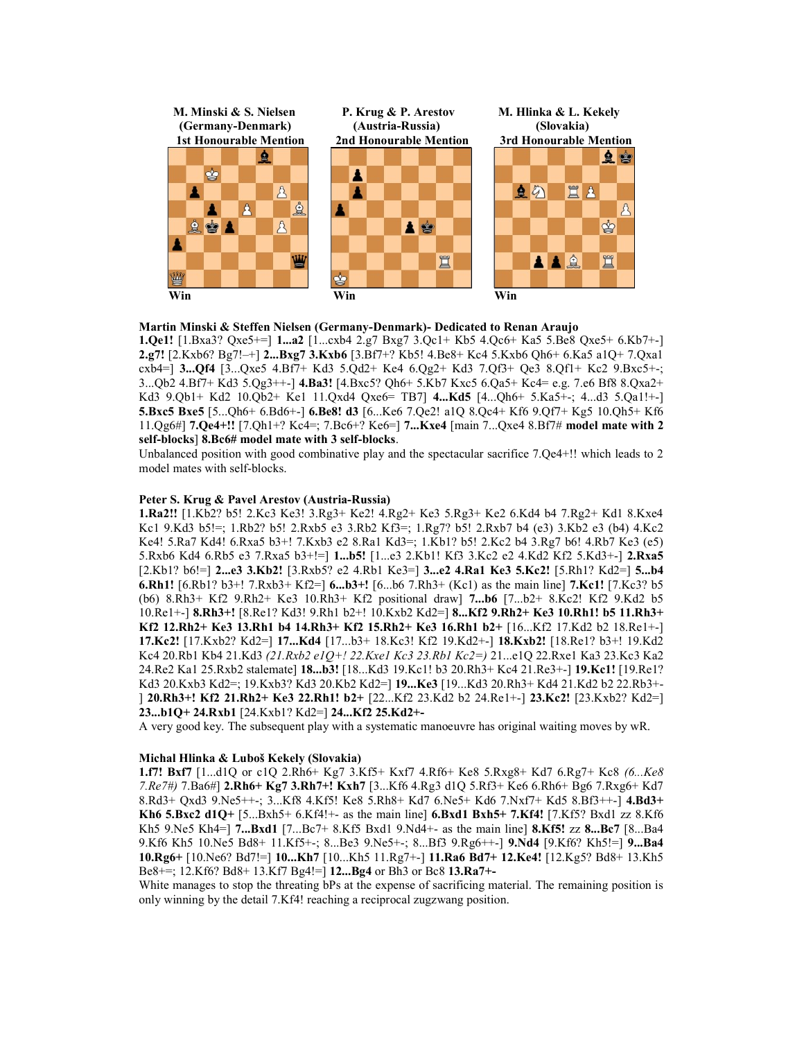M. Minski & S. Nielsen (Germany-Denmark) 1st Honourable Mention — Win

P. Krug & P. Arestov (Austria-Russia) 2nd Honourable Mention — Win

M. Hlinka & L. Kekely (Slovakia) 3rd Honourable Mention — Win

**Martin Minski & Steffen Nielsen (Germany-Denmark)- Dedicated to Renan Araujo**

**1.Qe1!** [1.Bxa3? Qxe5+=] **1...a2** [1...cxb4 2.g7 Bxg7 3.Qc1+ Kb5 4.Qc6+ Ka5 5.Be8 Qxe5+ 6.Kb7+-] **2.g7!** [2.Kxb6? Bg7!–+] **2...Bxg7 3.Kxb6** [3.Bf7+? Kb5! 4.Be8+ Kc4 5.Kxb6 Qh6+ 6.Ka5 a1Q+ 7.Qxa1 cxb4=] **3...Qf4** [3...Qxe5 4.Bf7+ Kd3 5.Qd2+ Ke4 6.Qg2+ Kd3 7.Qf3+ Qe3 8.Qf1+ Kc2 9.Bxc5+-; 3...Qb2 4.Bf7+ Kd3 5.Qg3++-] **4.Ba3!** [4.Bxc5? Qh6+ 5.Kb7 Kxc5 6.Qa5+ Kc4= e.g. 7.e6 Bf8 8.Qxa2+ Kd3 9.Qb1+ Kd2 10.Qb2+ Ke1 11.Qxd4 Qxe6= TB7] **4...Kd5** [4...Qh6+ 5.Ka5+-; 4...d3 5.Qa1!+-] **5.Bxc5 Bxe5** [5...Qh6+ 6.Bd6+-] **6.Be8! d3** [6...Ke6 7.Qe2! a1Q 8.Qc4+ Kf6 9.Qf7+ Kg5 10.Qh5+ Kf6 11.Qg6#] **7.Qe4+!!** [7.Qh1+? Kc4=; 7.Bc6+? Ke6=] **7...Kxe4** [main 7...Qxe4 8.Bf7# **model mate with 2 self-blocks**] **8.Bc6# model mate with 3 self-blocks**.

Unbalanced position with good combinative play and the spectacular sacrifice 7.Qe4+!! which leads to 2 model mates with self-blocks.

**Peter S. Krug & Pavel Arestov (Austria-Russia)**

**1.Ra2!!** [1.Kb2? b5! 2.Kc3 Ke3! 3.Rg3+ Ke2! 4.Rg2+ Ke3 5.Rg3+ Ke2 6.Kd4 b4 7.Rg2+ Kd1 8.Kxe4 Kc1 9.Kd3 b5!=; 1.Rb2? b5! 2.Rxb5 e3 3.Rb2 Kf3=; 1.Rg7? b5! 2.Rxb7 b4 (e3) 3.Kb2 e3 (b4) 4.Kc2 Ke4! 5.Ra7 Kd4! 6.Rxa5 b3+! 7.Kxb3 e2 8.Ra1 Kd3=; 1.Kb1? b5! 2.Kc2 b4 3.Rg7 b6! 4.Rb7 Ke3 (e5) 5.Rxb6 Kd4 6.Rb5 e3 7.Rxa5 b3+!=] **1...b5!** [1...e3 2.Kb1! Kf3 3.Kc2 e2 4.Kd2 Kf2 5.Kd3+-] **2.Rxa5** [2.Kb1? b6!=] **2...e3 3.Kb2!** [3.Rxb5? e2 4.Rb1 Ke3=] **3...e2 4.Ra1 Ke3 5.Kc2!** [5.Rh1? Kd2=] **5...b4 6.Rh1!** [6.Rb1? b3+! 7.Rxb3+ Kf2=] **6...b3+!** [6...b6 7.Rh3+ (Kc1) as the main line] **7.Kc1!** [7.Kc3? b5 (b6) 8.Rh3+ Kf2 9.Rh2+ Ke3 10.Rh3+ Kf2 positional draw] **7...b6** [7...b2+ 8.Kc2! Kf2 9.Kd2 b5 10.Re1+-] **8.Rh3+!** [8.Re1? Kd3! 9.Rh1 b2+! 10.Kxb2 Kd2=] **8...Kf2 9.Rh2+ Ke3 10.Rh1! b5 11.Rh3+ Kf2 12.Rh2+ Ke3 13.Rh1 b4 14.Rh3+ Kf2 15.Rh2+ Ke3 16.Rh1 b2+** [16...Kf2 17.Kd2 b2 18.Re1+-] **17.Kc2!** [17.Kxb2? Kd2=] **17...Kd4** [17...b3+ 18.Kc3! Kf2 19.Kd2+-] **18.Kxb2!** [18.Re1? b3+! 19.Kd2 Kc4 20.Rb1 Kb4 21.Kd3 *(21.Rxb2 e1Q+! 22.Kxe1 Kc3 23.Rb1 Kc2=)* 21...e1Q 22.Rxe1 Ka3 23.Kc3 Ka2 24.Re2 Ka1 25.Rxb2 stalemate] **18...b3!** [18...Kd3 19.Kc1! b3 20.Rh3+ Kc4 21.Re3+-] **19.Kc1!** [19.Re1? Kd3 20.Kxb3 Kd2=; 19.Kxb3? Kd3 20.Kb2 Kd2=] **19...Ke3** [19...Kd3 20.Rh3+ Kd4 21.Kd2 b2 22.Rb3+-] **20.Rh3+! Kf2 21.Rh2+ Ke3 22.Rh1! b2+** [22...Kf2 23.Kd2 b2 24.Re1+-] **23.Kc2!** [23.Kxb2? Kd2=] **23...b1Q+ 24.Rxb1** [24.Kxb1? Kd2=] **24...Kf2 25.Kd2+-**

A very good key. The subsequent play with a systematic manoeuvre has original waiting moves by wR.

**Michal Hlinka & Luboš Kekely (Slovakia)**

**1.f7! Bxf7** [1...d1Q or c1Q 2.Rh6+ Kg7 3.Kf5+ Kxf7 4.Rf6+ Ke8 5.Rxg8+ Kd7 6.Rg7+ Kc8 *(6...Ke8 7.Re7#)* 7.Ba6#] **2.Rh6+ Kg7 3.Rh7+! Kxh7** [3...Kf6 4.Rg3 d1Q 5.Rf3+ Ke6 6.Rh6+ Bg6 7.Rxg6+ Kd7 8.Rd3+ Qxd3 9.Ne5++-; 3...Kf8 4.Kf5! Ke8 5.Rh8+ Kd7 6.Ne5+ Kd6 7.Nxf7+ Kd5 8.Bf3++-] **4.Bd3+ Kh6 5.Bxc2 d1Q+** [5...Bxh5+ 6.Kf4!+- as the main line] **6.Bxd1 Bxh5+ 7.Kf4!** [7.Kf5? Bxd1 zz 8.Kf6 Kh5 9.Ne5 Kh4=] **7...Bxd1** [7...Bc7+ 8.Kf5 Bxd1 9.Nd4+- as the main line] **8.Kf5!** zz **8...Bc7** [8...Ba4 9.Kf6 Kh5 10.Ne5 Bd8+ 11.Kf5+-; 8...Be3 9.Ne5+-; 8...Bf3 9.Rg6++-] **9.Nd4** [9.Kf6? Kh5!=] **9...Ba4 10.Rg6+** [10.Ne6? Bd7!=] **10...Kh7** [10...Kh5 11.Rg7+-] **11.Ra6 Bd7+ 12.Ke4!** [12.Kg5? Bd8+ 13.Kh5 Be8+=; 12.Kf6? Bd8+ 13.Kf7 Bg4!=] **12...Bg4** or Bh3 or Bc8 **13.Ra7+-**

White manages to stop the threating bPs at the expense of sacrificing material. The remaining position is only winning by the detail 7.Kf4! reaching a reciprocal zugzwang position.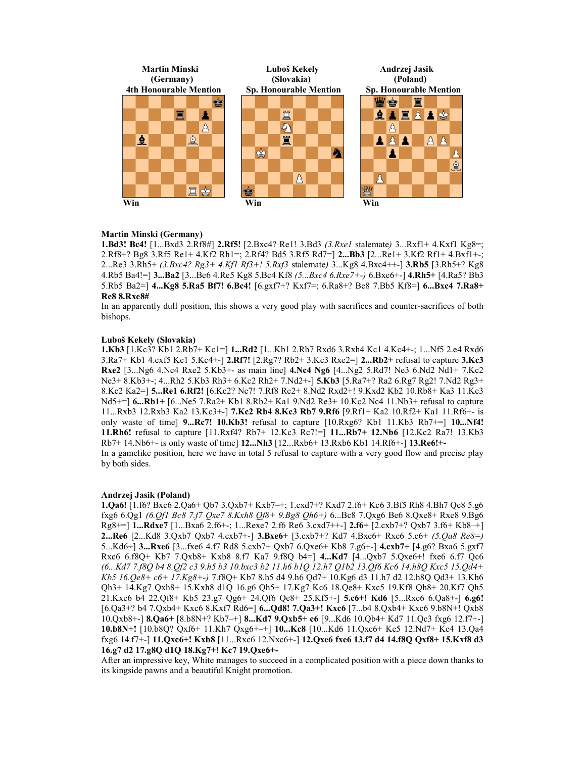**Martin Minski (Germany)**
**4th Honourable Mention**

Win

**Luboš Kekely (Slovakia)**
**Sp. Honourable Mention**

Win

**Andrzej Jasik (Poland)**
**Sp. Honourable Mention**

Win

**Martin Minski (Germany)**

**1.Bd3! Bc4!** [1...Bxd3 2.Rf8#] **2.Rf5!** [2.Bxc4? Re1! 3.Bd3 *(3.Rxe1 stalemate)* 3...Rxf1+ 4.Kxf1 Kg8=; 2.Rf8+? Bg8 3.Rf5 Re1+ 4.Kf2 Rh1=; 2.Rf4? Bd5 3.Rf5 Rd7=] **2...Bb3** [2...Re1+ 3.Kf2 Rf1+ 4.Bxf1+-; 2...Re3 3.Rh5+ *(3.Bxc4? Rg3+ 4.Kf1 Rf3+! 5.Rxf3 stalemate)* 3...Kg8 4.Bxc4++-] **3.Rb5** [3.Rh5+? Kg8 4.Rb5 Ba4!=] **3...Ba2** [3...Be6 4.Re5 Kg8 5.Bc4 Kf8 *(5...Bxc4 6.Rxe7+-)* 6.Bxe6+-] **4.Rh5+** [4.Ra5? Bb3 5.Rb5 Ba2=] **4...Kg8 5.Ra5 Bf7! 6.Bc4!** [6.gxf7+? Kxf7=; 6.Ra8+? Be8 7.Bb5 Kf8=] **6...Bxc4 7.Ra8+ Re8 8.Rxe8#**

In an apparently dull position, this shows a very good play with sacrifices and counter-sacrifices of both bishops.

**Luboš Kekely (Slovakia)**

**1.Kb3** [1.Kc3? Kb1 2.Rb7+ Kc1=] **1...Rd2** [1...Kb1 2.Rh7 Rxd6 3.Rxh4 Kc1 4.Kc4+-; 1...Nf5 2.e4 Rxd6 3.Ra7+ Kb1 4.exf5 Kc1 5.Kc4+-] **2.Rf7!** [2.Rg7? Rb2+ 3.Kc3 Rxe2=] **2...Rb2+** refusal to capture **3.Kc3 Rxe2** [3...Ng6 4.Nc4 Rxe2 5.Kb3+- as main line] **4.Nc4 Ng6** [4...Ng2 5.Rd7! Ne3 6.Nd2 Nd1+ 7.Kc2 Ne3+ 8.Kb3+-; 4...Rh2 5.Kb3 Rh3+ 6.Kc2 Rh2+ 7.Nd2+-] **5.Kb3** [5.Ra7+? Ra2 6.Rg7 Rg2! 7.Nd2 Rg3+ 8.Kc2 Ka2=] **5...Re1 6.Rf2!** [6.Kc2? Ne7! 7.Rf8 Re2+ 8.Nd2 Rxd2+! 9.Kxd2 Kb2 10.Rb8+ Ka3 11.Kc3 Nd5+=] **6...Rb1+** [6...Ne5 7.Ra2+ Kb1 8.Rb2+ Ka1 9.Nd2 Re3+ 10.Kc2 Nc4 11.Nb3+ refusal to capture 11...Rxb3 12.Rxb3 Ka2 13.Kc3+-] **7.Kc2 Rb4 8.Kc3 Rb7 9.Rf6** [9.Rf1+ Ka2 10.Rf2+ Ka1 11.Rf6+- is only waste of time] **9...Rc7! 10.Kb3!** refusal to capture [10.Rxg6? Kb1 11.Kb3 Rb7+=] **10...Nf4! 11.Rh6!** refusal to capture [11.Rxf4? Rb7+ 12.Kc3 Rc7!=] **11...Rb7+ 12.Nb6** [12.Kc2 Ra7! 13.Kb3 Rb7+ 14.Nb6+- is only waste of time] **12...Nh3** [12...Rxb6+ 13.Rxb6 Kb1 14.Rf6+-] **13.Re6!+-**

In a gamelike position, here we have in total 5 refusal to capture with a very good flow and precise play by both sides.

**Andrzej Jasik (Poland)**

**1.Qa6!** [1.f6? Bxc6 2.Qa6+ Qb7 3.Qxb7+ Kxb7–+; 1.cxd7+? Kxd7 2.f6+ Kc6 3.Bf5 Rh8 4.Bh7 Qe8 5.g6 fxg6 6.Qg1 *(6.Qf1 Bc8 7.f7 Qxe7 8.Kxh8 Qf8+ 9.Bg8 Qh6+)* 6...Bc8 7.Qxg6 Be6 8.Qxe8+ Rxe8 9.Bg6 Rg8+=] **1...Rdxe7** [1...Bxa6 2.f6+-; 1...Rexe7 2.f6 Re6 3.cxd7++-] **2.f6+** [2.cxb7+? Qxb7 3.f6+ Kb8–+] **2...Re6** [2...Kd8 3.Qxb7 Qxb7 4.cxb7+-] **3.Bxe6+** [3.cxb7+? Kd7 4.Bxe6+ Rxe6 5.c6+ *(5.Qa8 Re8=)* 5...Kd6÷] **3...Rxe6** [3...fxe6 4.f7 Rd8 5.cxb7+ Qxb7 6.Qxe6+ Kb8 7.g6+-] **4.cxb7+** [4.g6? Bxa6 5.gxf7 Rxc6 6.f8Q+ Kb7 7.Qxb8+ Kxb8 8.f7 Ka7 9.f8Q b4=] **4...Kd7** [4...Qxb7 5.Qxe6+! fxe6 6.f7 Qc6 *(6...Kd7 7.f8Q b4 8.Qf2 c3 9.h5 b3 10.bxc3 b2 11.h6 b1Q 12.h7 Q1b2 13.Qf6 Kc6 14.h8Q Kxc5 15.Qd4+ Kb5 16.Qe8+ c6+ 17.Kg8+-)* 7.f8Q+ Kb7 8.h5 d4 9.h6 Qd7+ 10.Kg6 d3 11.h7 d2 12.h8Q Qd3+ 13.Kh6 Qh3+ 14.Kg7 Qxh8+ 15.Kxh8 d1Q 16.g6 Qh5+ 17.Kg7 Kc6 18.Qe8+ Kxc5 19.Kf8 Qh8+ 20.Kf7 Qh5 21.Kxe6 b4 22.Qf8+ Kb5 23.g7 Qg6+ 24.Qf6 Qe8+ 25.Kf5+-] **5.c6+! Kd6** [5...Rxc6 6.Qa8+-] **6.g6!** [6.Qa3+? b4 7.Qxb4+ Kxc6 8.Kxf7 Rd6=] **6...Qd8! 7.Qa3+! Kxc6** [7...b4 8.Qxb4+ Kxc6 9.b8N+! Qxb8 10.Qxb8+-] **8.Qa6+** [8.b8N+? Kb7–+] **8...Kd7 9.Qxb5+ c6** [9...Kd6 10.Qb4+ Kd7 11.Qc3 fxg6 12.f7+-] **10.b8N+!** [10.b8Q? Qxf6+ 11.Kh7 Qxg6+–+] **10...Kc8** [10...Kd6 11.Qxc6+ Ke5 12.Nd7+ Ke4 13.Qa4 fxg6 14.f7+-] **11.Qxc6+! Kxb8** [11...Rxc6 12.Nxc6+-] **12.Qxe6 fxe6 13.f7 d4 14.f8Q Qxf8+ 15.Kxf8 d3 16.g7 d2 17.g8Q d1Q 18.Kg7+! Kc7 19.Qxe6+-**

After an impressive key, White manages to succeed in a complicated position with a piece down thanks to its kingside pawns and a beautiful Knight promotion.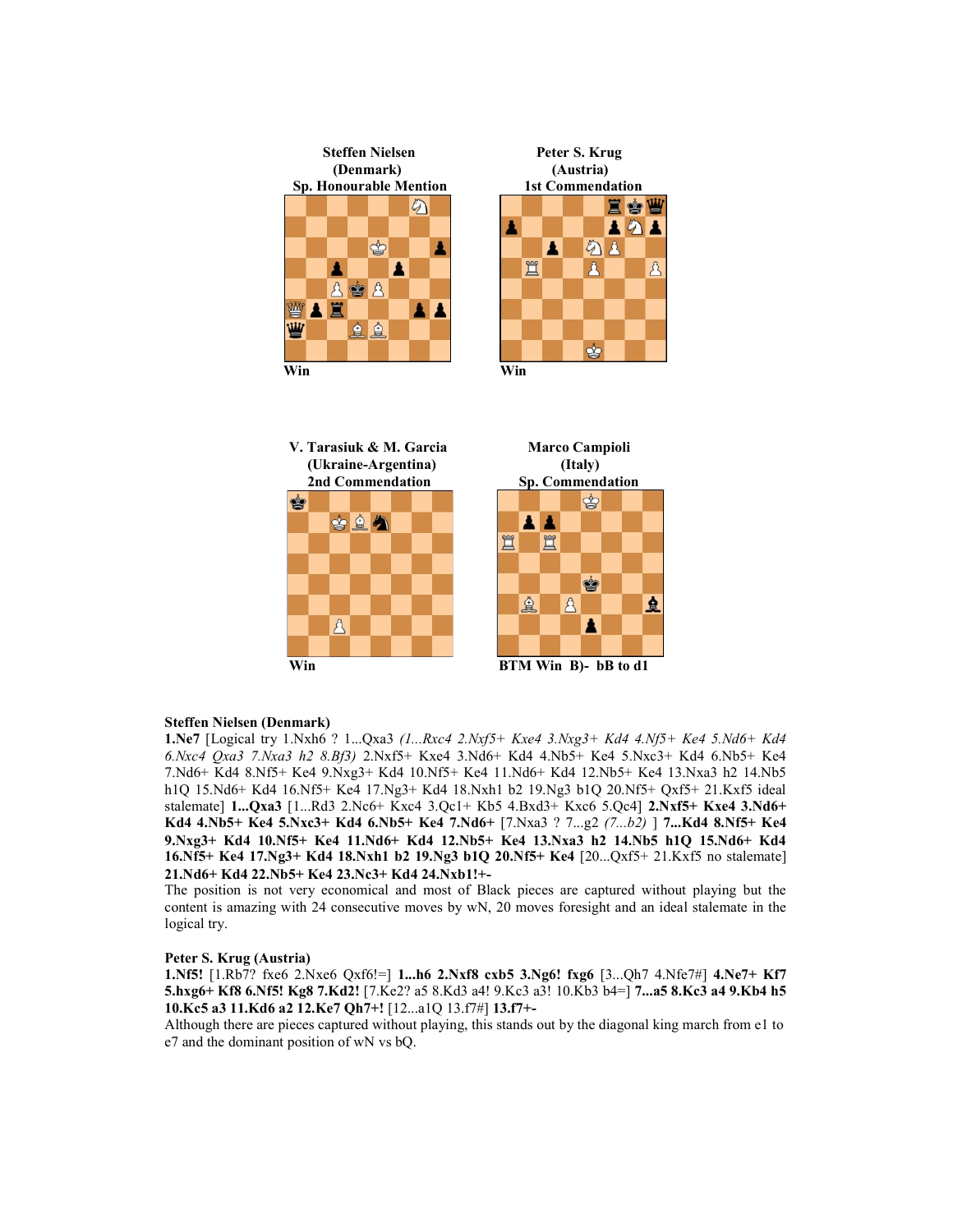**Steffen Nielsen**
**(Denmark)**
**Sp. Honourable Mention**

Win

**Peter S. Krug**
**(Austria)**
**1st Commendation**

Win

**V. Tarasiuk & M. Garcia**
**(Ukraine-Argentina)**
**2nd Commendation**

Win

**Marco Campioli**
**(Italy)**
**Sp. Commendation**

BTM Win B)- bB to d1

**Steffen Nielsen (Denmark)**

**1.Ne7** [Logical try 1.Nxh6 ? 1...Qxa3 *(1...Rxc4 2.Nxf5+ Kxe4 3.Nxg3+ Kd4 4.Nf5+ Ke4 5.Nd6+ Kd4 6.Nxc4 Qxa3 7.Nxa3 h2 8.Bf3)* 2.Nxf5+ Kxe4 3.Nd6+ Kd4 4.Nb5+ Ke4 5.Nxc3+ Kd4 6.Nb5+ Ke4 7.Nd6+ Kd4 8.Nf5+ Ke4 9.Nxg3+ Kd4 10.Nf5+ Ke4 11.Nd6+ Kd4 12.Nb5+ Ke4 13.Nxa3 h2 14.Nb5 h1Q 15.Nd6+ Kd4 16.Nf5+ Ke4 17.Ng3+ Kd4 18.Nxh1 b2 19.Ng3 b1Q 20.Nf5+ Qxf5+ 21.Kxf5 ideal stalemate] **1...Qxa3** [1...Rd3 2.Nc6+ Kxc4 3.Qc1+ Kb5 4.Bxd3+ Kxc6 5.Qc4] **2.Nxf5+ Kxe4 3.Nd6+ Kd4 4.Nb5+ Ke4 5.Nxc3+ Kd4 6.Nb5+ Ke4 7.Nd6+** [7.Nxa3 ? 7...g2 *(7...b2)* ] **7...Kd4 8.Nf5+ Ke4 9.Nxg3+ Kd4 10.Nf5+ Ke4 11.Nd6+ Kd4 12.Nb5+ Ke4 13.Nxa3 h2 14.Nb5 h1Q 15.Nd6+ Kd4 16.Nf5+ Ke4 17.Ng3+ Kd4 18.Nxh1 b2 19.Ng3 b1Q 20.Nf5+ Ke4** [20...Qxf5+ 21.Kxf5 no stalemate] **21.Nd6+ Kd4 22.Nb5+ Ke4 23.Nc3+ Kd4 24.Nxb1!+-**

The position is not very economical and most of Black pieces are captured without playing but the content is amazing with 24 consecutive moves by wN, 20 moves foresight and an ideal stalemate in the logical try.

**Peter S. Krug (Austria)**

**1.Nf5!** [1.Rb7? fxe6 2.Nxe6 Qxf6!=] **1...h6 2.Nxf8 cxb5 3.Ng6! fxg6** [3...Qh7 4.Nfe7#] **4.Ne7+ Kf7 5.hxg6+ Kf8 6.Nf5! Kg8 7.Kd2!** [7.Ke2? a5 8.Kd3 a4! 9.Kc3 a3! 10.Kb3 b4=] **7...a5 8.Kc3 a4 9.Kb4 h5 10.Kc5 a3 11.Kd6 a2 12.Ke7 Qh7+!** [12...a1Q 13.f7#] **13.f7+-**

Although there are pieces captured without playing, this stands out by the diagonal king march from e1 to e7 and the dominant position of wN vs bQ.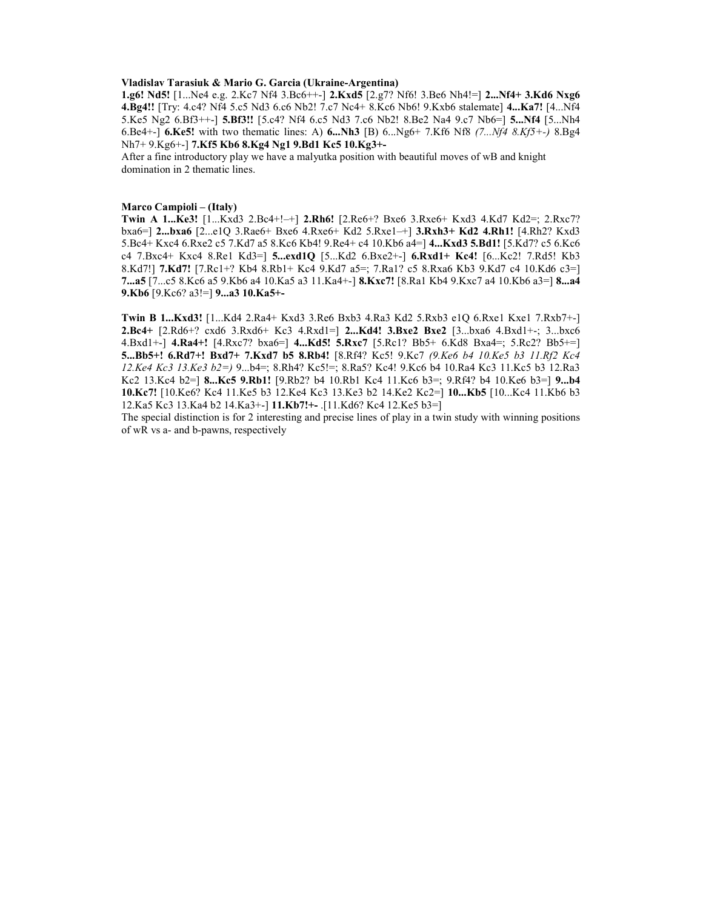**Vladislav Tarasiuk & Mario G. Garcia (Ukraine-Argentina)**

**1.g6! Nd5!** [1...Ne4 e.g. 2.Kc7 Nf4 3.Bc6++-] **2.Kxd5** [2.g7? Nf6! 3.Be6 Nh4!=] **2...Nf4+ 3.Kd6 Nxg6 4.Bg4!!** [Try: 4.c4? Nf4 5.c5 Nd3 6.c6 Nb2! 7.c7 Nc4+ 8.Kc6 Nb6! 9.Kxb6 stalemate] **4...Ka7!** [4...Nf4 5.Ke5 Ng2 6.Bf3++-] **5.Bf3!!** [5.c4? Nf4 6.c5 Nd3 7.c6 Nb2! 8.Be2 Na4 9.c7 Nb6=] **5...Nf4** [5...Nh4 6.Be4+-] **6.Ke5!** with two thematic lines: A) **6...Nh3** [B) 6...Ng6+ 7.Kf6 Nf8 *(7...Nf4 8.Kf5+-)* 8.Bg4 Nh7+ 9.Kg6+-] **7.Kf5 Kb6 8.Kg4 Ng1 9.Bd1 Kc5 10.Kg3+-**

After a fine introductory play we have a malyutka position with beautiful moves of wB and knight domination in 2 thematic lines.

**Marco Campioli – (Italy)**

**Twin A 1...Ke3!** [1...Kxd3 2.Bc4+!–+] **2.Rh6!** [2.Re6+? Bxe6 3.Rxe6+ Kxd3 4.Kd7 Kd2=; 2.Rxc7? bxa6=] **2...bxa6** [2...e1Q 3.Rae6+ Bxe6 4.Rxe6+ Kd2 5.Rxe1–+] **3.Rxh3+ Kd2 4.Rh1!** [4.Rh2? Kxd3 5.Bc4+ Kxc4 6.Rxe2 c5 7.Kd7 a5 8.Kc6 Kb4! 9.Re4+ c4 10.Kb6 a4=] **4...Kxd3 5.Bd1!** [5.Kd7? c5 6.Kc6 c4 7.Bxc4+ Kxc4 8.Re1 Kd3=] **5...exd1Q** [5...Kd2 6.Bxe2+-] **6.Rxd1+ Kc4!** [6...Kc2! 7.Rd5! Kb3 8.Kd7!] **7.Kd7!** [7.Rc1+? Kb4 8.Rb1+ Kc4 9.Kd7 a5=; 7.Ra1? c5 8.Rxa6 Kb3 9.Kd7 c4 10.Kd6 c3=] **7...a5** [7...c5 8.Kc6 a5 9.Kb6 a4 10.Ka5 a3 11.Ka4+-] **8.Kxc7!** [8.Ra1 Kb4 9.Kxc7 a4 10.Kb6 a3=] **8...a4 9.Kb6** [9.Kc6? a3!=] **9...a3 10.Ka5+-**

**Twin B 1...Kxd3!** [1...Kd4 2.Ra4+ Kxd3 3.Re6 Bxb3 4.Ra3 Kd2 5.Rxb3 e1Q 6.Rxe1 Kxe1 7.Rxb7+-] **2.Bc4+** [2.Rd6+? cxd6 3.Rxd6+ Kc3 4.Rxd1=] **2...Kd4! 3.Bxe2 Bxe2** [3...bxa6 4.Bxd1+-; 3...bxc6 4.Bxd1+-] **4.Ra4+!** [4.Rxc7? bxa6=] **4...Kd5! 5.Rxc7** [5.Rc1? Bb5+ 6.Kd8 Bxa4=; 5.Rc2? Bb5+=] **5...Bb5+! 6.Rd7+! Bxd7+ 7.Kxd7 b5 8.Rb4!** [8.Rf4? Kc5! 9.Kc7 *(9.Ke6 b4 10.Ke5 b3 11.Rf2 Kc4 12.Ke4 Kc3 13.Ke3 b2=)* 9...b4=; 8.Rh4? Kc5!=; 8.Ra5? Kc4! 9.Kc6 b4 10.Ra4 Kc3 11.Kc5 b3 12.Ra3 Kc2 13.Kc4 b2=] **8...Kc5 9.Rb1!** [9.Rb2? b4 10.Rb1 Kc4 11.Kc6 b3=; 9.Rf4? b4 10.Ke6 b3=] **9...b4 10.Kc7!** [10.Ke6? Kc4 11.Ke5 b3 12.Ke4 Kc3 13.Ke3 b2 14.Ke2 Kc2=] **10...Kb5** [10...Kc4 11.Kb6 b3 12.Ka5 Kc3 13.Ka4 b2 14.Ka3+-] **11.Kb7!+-** .[11.Kd6? Kc4 12.Ke5 b3=]

The special distinction is for 2 interesting and precise lines of play in a twin study with winning positions of wR vs a- and b-pawns, respectively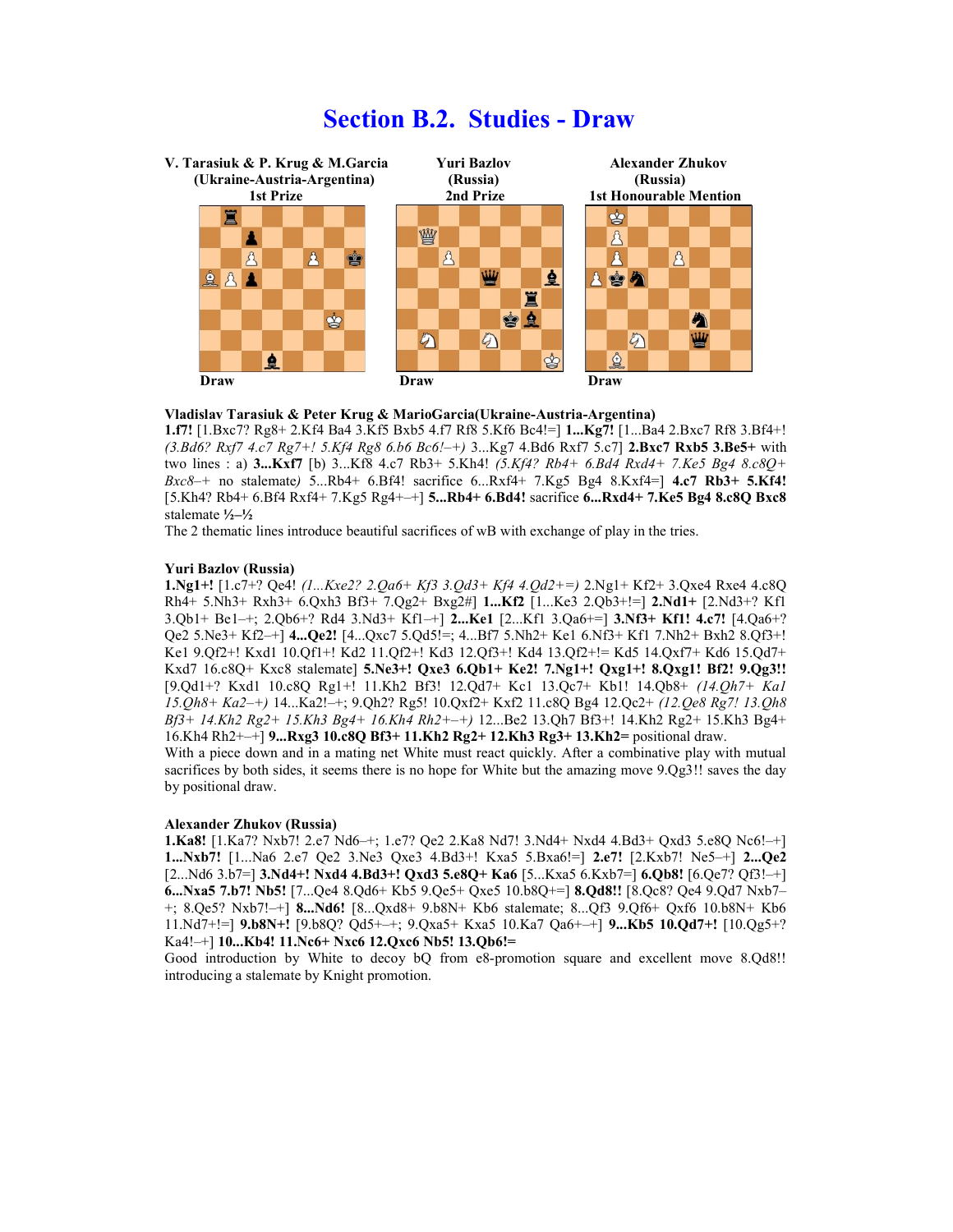# Section B.2. Studies - Draw

| V. Tarasiuk & P. Krug & M.Garcia (Ukraine-Austria-Argentina) 1st Prize | Yuri Bazlov (Russia) 2nd Prize | Alexander Zhukov (Russia) 1st Honourable Mention |
| --- | --- | --- |
| Draw | Draw | Draw |

**Vladislav Tarasiuk & Peter Krug & MarioGarcia(Ukraine-Austria-Argentina)**

**1.f7!** [1.Bxc7? Rg8+ 2.Kf4 Ba4 3.Kf5 Bxb5 4.f7 Rf8 5.Kf6 Bc4!=] **1...Kg7!** [1...Ba4 2.Bxc7 Rf8 3.Bf4+! *(3.Bd6? Rxf7 4.c7 Rg7+! 5.Kf4 Rg8 6.b6 Bc6!–+)* 3...Kg7 4.Bd6 Rxf7 5.c7] **2.Bxc7 Rxb5 3.Be5+** with two lines : a) **3...Kxf7** [b) 3...Kf8 4.c7 Rb3+ 5.Kh4! *(5.Kf4? Rb4+ 6.Bd4 Rxd4+ 7.Ke5 Bg4 8.c8Q+ Bxc8–+ no stalemate)* 5...Rb4+ 6.Bf4! sacrifice 6...Rxf4+ 7.Kg5 Bg4 8.Kxf4=] **4.c7 Rb3+ 5.Kf4!** [5.Kh4? Rb4+ 6.Bf4 Rxf4+ 7.Kg5 Rg4+–+] **5...Rb4+ 6.Bd4!** sacrifice **6...Rxd4+ 7.Ke5 Bg4 8.c8Q Bxc8** stalemate **½–½**

The 2 thematic lines introduce beautiful sacrifices of wB with exchange of play in the tries.

**Yuri Bazlov (Russia)**

**1.Ng1+!** [1.c7+? Qe4! *(1...Kxe2? 2.Qa6+ Kf3 3.Qd3+ Kf4 4.Qd2+=)* 2.Ng1+ Kf2+ 3.Qxe4 Rxe4 4.c8Q Rh4+ 5.Nh3+ Rxh3+ 6.Qxh3 Bf3+ 7.Qg2+ Bxg2#] **1...Kf2** [1...Ke3 2.Qb3+!=] **2.Nd1+** [2.Nd3+? Kf1 3.Qb1+ Be1–+; 2.Qb6+? Rd4 3.Nd3+ Kf1–+] **2...Ke1** [2...Kf1 3.Qa6+=] **3.Nf3+ Kf1! 4.c7!** [4.Qa6+? Qe2 5.Ne3+ Kf2–+] **4...Qe2!** [4...Qxc7 5.Qd5!=; 4...Bf7 5.Nh2+ Ke1 6.Nf3+ Kf1 7.Nh2+ Bxh2 8.Qf3+! Ke1 9.Qf2+! Kxd1 10.Qf1+! Kd2 11.Qf2+! Kd3 12.Qf3+! Kd4 13.Qf2+!= Kd5 14.Qxf7+ Kd6 15.Qd7+ Kxd7 16.c8Q+ Kxc8 stalemate] **5.Ne3+! Qxe3 6.Qb1+ Ke2! 7.Ng1+! Qxg1+! 8.Qxg1! Bf2! 9.Qg3!!** [9.Qd1+? Kxd1 10.c8Q Rg1+! 11.Kh2 Bf3! 12.Qd7+ Kc1 13.Qc7+ Kb1! 14.Qb8+ *(14.Qh7+ Ka1 15.Qh8+ Ka2–+)* 14...Ka2!–+; 9.Qh2? Rg5! 10.Qxf2+ Kxf2 11.c8Q Bg4 12.Qc2+ *(12.Qe8 Rg7! 13.Qh8 Bf3+ 14.Kh2 Rg2+ 15.Kh3 Bg4+ 16.Kh4 Rh2+–+)* 12...Be2 13.Qh7 Bf3+! 14.Kh2 Rg2+ 15.Kh3 Bg4+ 16.Kh4 Rh2+–+] **9...Rxg3 10.c8Q Bf3+ 11.Kh2 Rg2+ 12.Kh3 Rg3+ 13.Kh2=** positional draw.

With a piece down and in a mating net White must react quickly. After a combinative play with mutual sacrifices by both sides, it seems there is no hope for White but the amazing move 9.Qg3!! saves the day by positional draw.

**Alexander Zhukov (Russia)**

**1.Ka8!** [1.Ka7? Nxb7! 2.e7 Nd6–+; 1.e7? Qe2 2.Ka8 Nd7! 3.Nd4+ Nxd4 4.Bd3+ Qxd3 5.e8Q Nc6!–+] **1...Nxb7!** [1...Na6 2.e7 Qe2 3.Ne3 Qxe3 4.Bd3+! Kxa5 5.Bxa6!=] **2.e7!** [2.Kxb7! Ne5–+] **2...Qe2** [2...Nd6 3.b7=] **3.Nd4+! Nxd4 4.Bd3+! Qxd3 5.e8Q+ Ka6** [5...Kxa5 6.Kxb7=] **6.Qb8!** [6.Qe7? Qf3!–+] **6...Nxa5 7.b7! Nb5!** [7...Qe4 8.Qd6+ Kb5 9.Qe5+ Qxe5 10.b8Q+=] **8.Qd8!!** [8.Qc8? Qe4 9.Qd7 Nxb7–+; 8.Qe5? Nxb7!–+] **8...Nd6!** [8...Qxd8+ 9.b8N+ Kb6 stalemate; 8...Qf3 9.Qf6+ Qxf6 10.b8N+ Kb6 11.Nd7+!=] **9.b8N+!** [9.b8Q? Qd5+–+; 9.Qxa5+ Kxa5 10.Ka7 Qa6+–+] **9...Kb5 10.Qd7+!** [10.Qg5+? Ka4!–+] **10...Kb4! 11.Nc6+ Nxc6 12.Qxc6 Nb5! 13.Qb6!=**

Good introduction by White to decoy bQ from e8-promotion square and excellent move 8.Qd8!! introducing a stalemate by Knight promotion.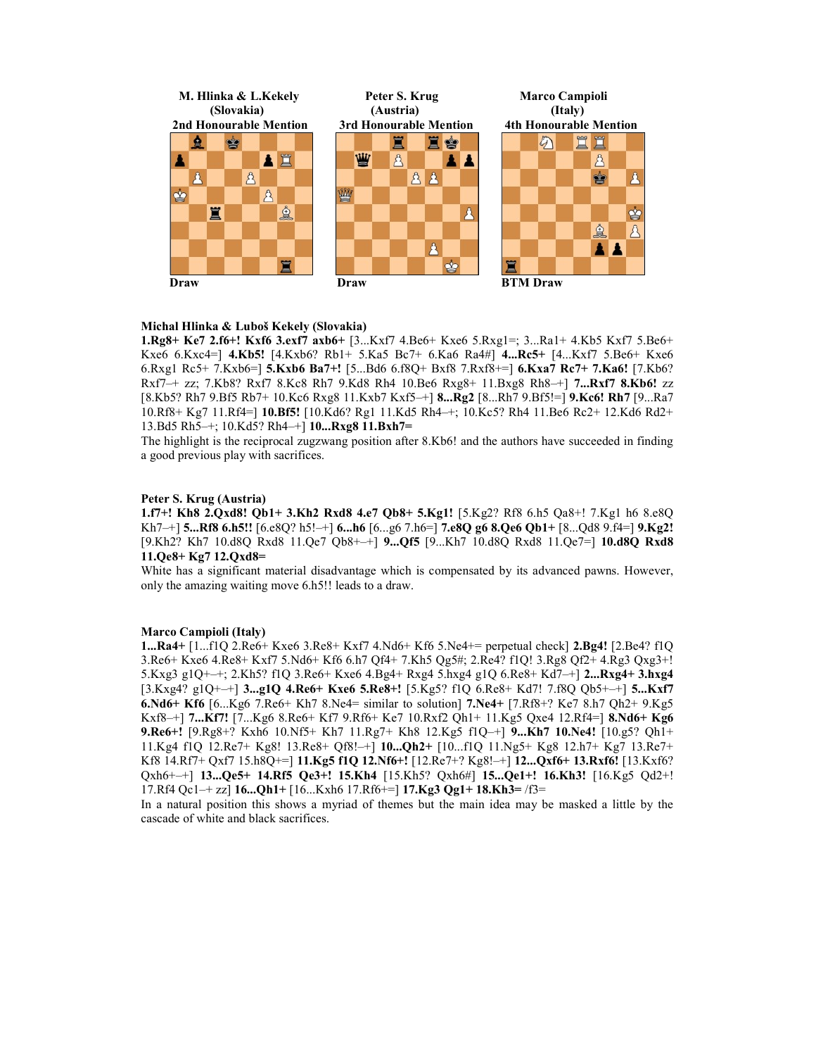**M. Hlinka & L.Kekely**
**(Slovakia)**
**2nd Honourable Mention**

Draw

**Peter S. Krug**
**(Austria)**
**3rd Honourable Mention**

Draw

**Marco Campioli**
**(Italy)**
**4th Honourable Mention**

BTM Draw

**Michal Hlinka & Luboš Kekely (Slovakia)**

**1.Rg8+ Ke7 2.f6+! Kxf6 3.exf7 axb6+** [3...Kxf7 4.Be6+ Kxe6 5.Rxg1=; 3...Ra1+ 4.Kb5 Kxf7 5.Be6+ Kxe6 6.Kxc4=] **4.Kb5!** [4.Kxb6? Rb1+ 5.Ka5 Bc7+ 6.Ka6 Ra4#] **4...Rc5+** [4...Kxf7 5.Be6+ Kxe6 6.Rxg1 Rc5+ 7.Kxb6=] **5.Kxb6 Ba7+!** [5...Bd6 6.f8Q+ Bxf8 7.Rxf8+=] **6.Kxa7 Rc7+ 7.Ka6!** [7.Kb6? Rxf7–+ zz; 7.Kb8? Rxf7 8.Kc8 Rh7 9.Kd8 Rh4 10.Be6 Rxg8+ 11.Bxg8 Rh8–+] **7...Rxf7 8.Kb6!** zz [8.Kb5? Rh7 9.Bf5 Rb7+ 10.Kc6 Rxg8 11.Kxb7 Kxf5–+] **8...Rg2** [8...Rh7 9.Bf5!=] **9.Kc6! Rh7** [9...Ra7 10.Rf8+ Kg7 11.Rf4=] **10.Bf5!** [10.Kd6? Rg1 11.Kd5 Rh4–+; 10.Kc5? Rh4 11.Be6 Rc2+ 12.Kd6 Rd2+ 13.Bd5 Rh5–+; 10.Kd5? Rh4–+] **10...Rxg8 11.Bxh7=**

The highlight is the reciprocal zugzwang position after 8.Kb6! and the authors have succeeded in finding a good previous play with sacrifices.

**Peter S. Krug (Austria)**

**1.f7+! Kh8 2.Qxd8! Qb1+ 3.Kh2 Rxd8 4.e7 Qb8+ 5.Kg1!** [5.Kg2? Rf8 6.h5 Qa8+! 7.Kg1 h6 8.e8Q Kh7–+] **5...Rf8 6.h5!!** [6.e8Q? h5!–+] **6...h6** [6...g6 7.h6=] **7.e8Q g6 8.Qe6 Qb1+** [8...Qd8 9.f4=] **9.Kg2!** [9.Kh2? Kh7 10.d8Q Rxd8 11.Qe7 Qb8+–+] **9...Qf5** [9...Kh7 10.d8Q Rxd8 11.Qe7=] **10.d8Q Rxd8 11.Qe8+ Kg7 12.Qxd8=**

White has a significant material disadvantage which is compensated by its advanced pawns. However, only the amazing waiting move 6.h5!! leads to a draw.

**Marco Campioli (Italy)**

**1...Ra4+** [1...f1Q 2.Re6+ Kxe6 3.Re8+ Kxf7 4.Nd6+ Kf6 5.Ne4+= perpetual check] **2.Bg4!** [2.Be4? f1Q 3.Re6+ Kxe6 4.Re8+ Kxf7 5.Nd6+ Kf6 6.h7 Qf4+ 7.Kh5 Qg5#; 2.Re4? f1Q! 3.Rg8 Qf2+ 4.Rg3 Qxg3+! 5.Kxg3 g1Q+–+; 2.Kh5? f1Q 3.Re6+ Kxe6 4.Bg4+ Rxg4 5.hxg4 g1Q 6.Re8+ Kd7–+] **2...Rxg4+ 3.hxg4** [3.Kxg4? g1Q+–+] **3...g1Q 4.Re6+ Kxe6 5.Re8+!** [5.Kg5? f1Q 6.Re8+ Kd7! 7.f8Q Qb5+–+] **5...Kxf7 6.Nd6+ Kf6** [6...Kg6 7.Re6+ Kh7 8.Ne4= similar to solution] **7.Ne4+** [7.Rf8+? Ke7 8.h7 Qh2+ 9.Kg5 Kxf8–+] **7...Kf7!** [7...Kg6 8.Re6+ Kf7 9.Rf6+ Ke7 10.Rxf2 Qh1+ 11.Kg5 Qxe4 12.Rf4=] **8.Nd6+ Kg6 9.Re6+!** [9.Rg8+? Kxh6 10.Nf5+ Kh7 11.Rg7+ Kh8 12.Kg5 f1Q–+] **9...Kh7 10.Ne4!** [10.g5? Qh1+ 11.Kg4 f1Q 12.Re7+ Kg8! 13.Re8+ Qf8!–+] **10...Qh2+** [10...f1Q 11.Ng5+ Kg8 12.h7+ Kg7 13.Re7+ Kf8 14.Rf7+ Qxf7 15.h8Q+=] **11.Kg5 f1Q 12.Nf6+!** [12.Re7+? Kg8!–+] **12...Qxf6+ 13.Rxf6!** [13.Kxf6? Qxh6+–+] **13...Qe5+ 14.Rf5 Qe3+! 15.Kh4** [15.Kh5? Qxh6#] **15...Qe1+! 16.Kh3!** [16.Kg5 Qd2+! 17.Rf4 Qc1–+ zz] **16...Qh1+** [16...Kxh6 17.Rf6+=] **17.Kg3 Qg1+ 18.Kh3=** /f3=

In a natural position this shows a myriad of themes but the main idea may be masked a little by the cascade of white and black sacrifices.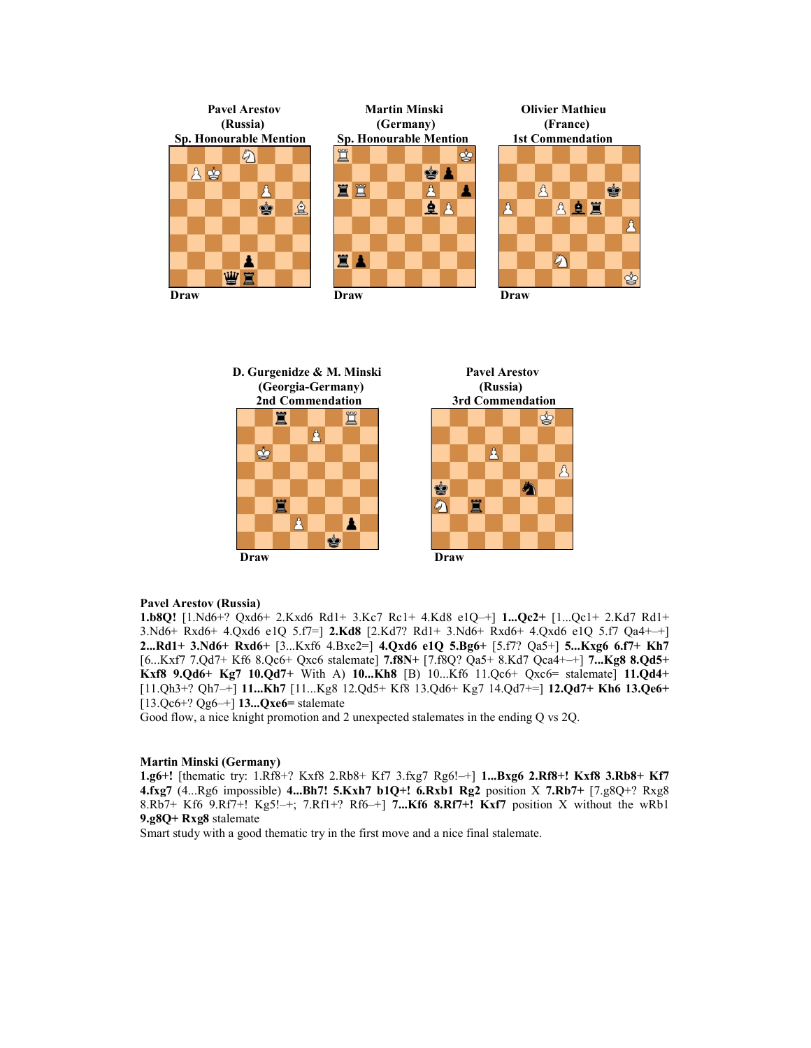**Pavel Arestov**
**(Russia)**
**Sp. Honourable Mention**

Draw

**Martin Minski**
**(Germany)**
**Sp. Honourable Mention**

Draw

**Olivier Mathieu**
**(France)**
**1st Commendation**

Draw

**D. Gurgenidze & M. Minski**
**(Georgia-Germany)**
**2nd Commendation**

Draw

**Pavel Arestov**
**(Russia)**
**3rd Commendation**

Draw

**Pavel Arestov (Russia)**

**1.b8Q!** [1.Nd6+? Qxd6+ 2.Kxd6 Rd1+ 3.Kc7 Rc1+ 4.Kd8 e1Q–+] **1...Qc2+** [1...Qc1+ 2.Kd7 Rd1+ 3.Nd6+ Rxd6+ 4.Qxd6 e1Q 5.f7=] **2.Kd8** [2.Kd7? Rd1+ 3.Nd6+ Rxd6+ 4.Qxd6 e1Q 5.f7 Qa4+–+] **2...Rd1+ 3.Nd6+ Rxd6+** [3...Kxf6 4.Bxe2=] **4.Qxd6 e1Q 5.Bg6+** [5.f7? Qa5+] **5...Kxg6 6.f7+ Kh7** [6...Kxf7 7.Qd7+ Kf6 8.Qc6+ Qxc6 stalemate] **7.f8N+** [7.f8Q? Qa5+ 8.Kd7 Qca4+–+] **7...Kg8 8.Qd5+ Kxf8 9.Qd6+ Kg7 10.Qd7+** With A) **10...Kh8** [B) 10...Kf6 11.Qc6+ Qxc6= stalemate] **11.Qd4+** [11.Qh3+? Qh7–+] **11...Kh7** [11...Kg8 12.Qd5+ Kf8 13.Qd6+ Kg7 14.Qd7+=] **12.Qd7+ Kh6 13.Qe6+** [13.Qc6+? Qg6–+] **13...Qxe6=** stalemate

Good flow, a nice knight promotion and 2 unexpected stalemates in the ending Q vs 2Q.

**Martin Minski (Germany)**

**1.g6+!** [thematic try: 1.Rf8+? Kxf8 2.Rb8+ Kf7 3.fxg7 Rg6!–+] **1...Bxg6 2.Rf8+! Kxf8 3.Rb8+ Kf7 4.fxg7** (4...Rg6 impossible) **4...Bh7! 5.Kxh7 b1Q+! 6.Rxb1 Rg2** position X **7.Rb7+** [7.g8Q+? Rxg8 8.Rb7+ Kf6 9.Rf7+! Kg5!–+; 7.Rf1+? Rf6–+] **7...Kf6 8.Rf7+! Kxf7** position X without the wRb1 **9.g8Q+ Rxg8** stalemate

Smart study with a good thematic try in the first move and a nice final stalemate.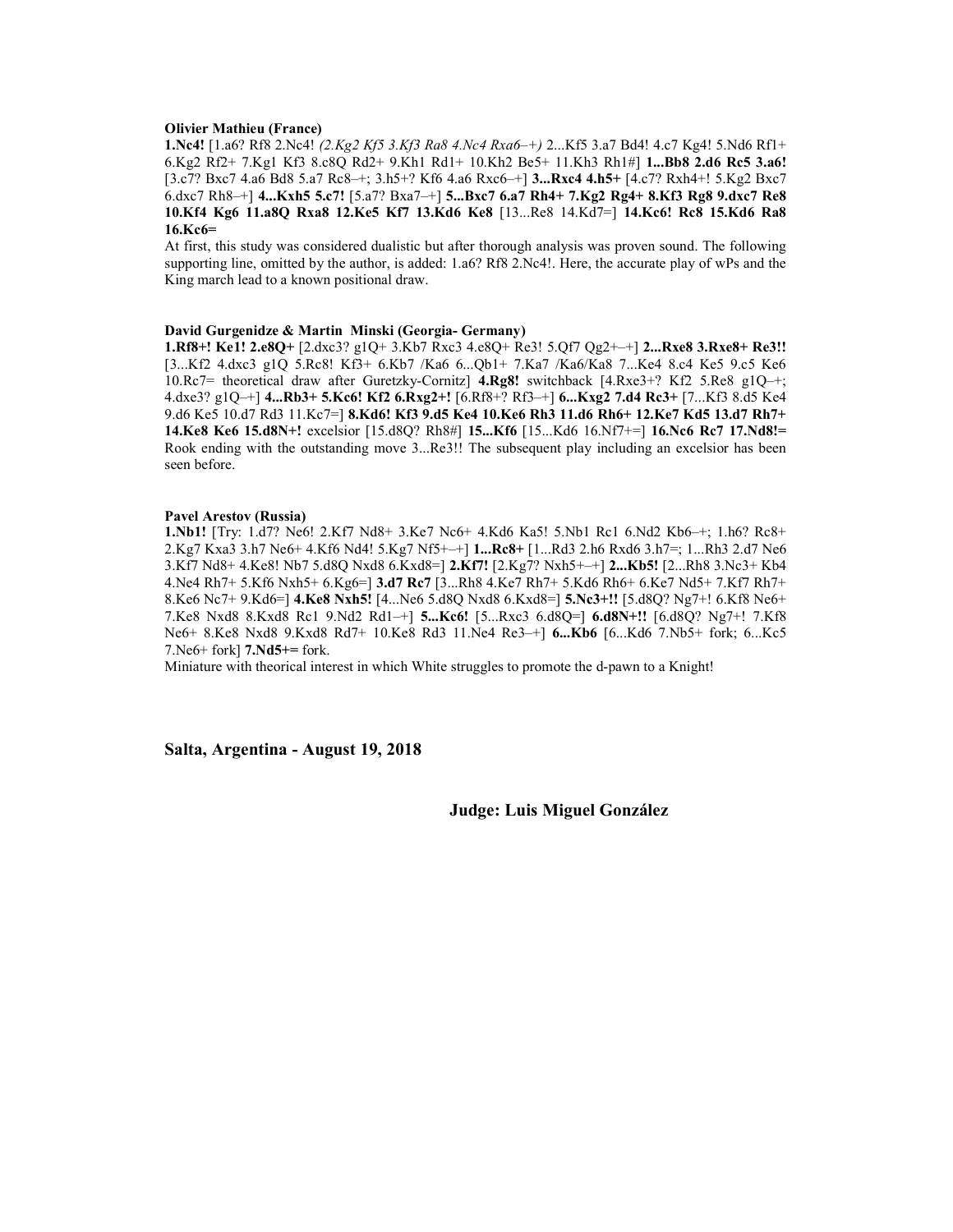**Olivier Mathieu (France)**

**1.Nc4!** [1.a6? Rf8 2.Nc4! *(2.Kg2 Kf5 3.Kf3 Ra8 4.Nc4 Rxa6–+)* 2...Kf5 3.a7 Bd4! 4.c7 Kg4! 5.Nd6 Rf1+ 6.Kg2 Rf2+ 7.Kg1 Kf3 8.c8Q Rd2+ 9.Kh1 Rd1+ 10.Kh2 Be5+ 11.Kh3 Rh1#] **1...Bb8 2.d6 Rc5 3.a6!** [3.c7? Bxc7 4.a6 Bd8 5.a7 Rc8–+; 3.h5+? Kf6 4.a6 Rxc6–+] **3...Rxc4 4.h5+** [4.c7? Rxh4+! 5.Kg2 Bxc7 6.dxc7 Rh8–+] **4...Kxh5 5.c7!** [5.a7? Bxa7–+] **5...Bxc7 6.a7 Rh4+ 7.Kg2 Rg4+ 8.Kf3 Rg8 9.dxc7 Re8 10.Kf4 Kg6 11.a8Q Rxa8 12.Ke5 Kf7 13.Kd6 Ke8** [13...Re8 14.Kd7=] **14.Kc6! Rc8 15.Kd6 Ra8 16.Kc6=**

At first, this study was considered dualistic but after thorough analysis was proven sound. The following supporting line, omitted by the author, is added: 1.a6? Rf8 2.Nc4!. Here, the accurate play of wPs and the King march lead to a known positional draw.

**David Gurgenidze & Martin Minski (Georgia- Germany)**

**1.Rf8+! Ke1! 2.e8Q+** [2.dxc3? g1Q+ 3.Kb7 Rxc3 4.e8Q+ Re3! 5.Qf7 Qg2+–+] **2...Rxe8 3.Rxe8+ Re3!!** [3...Kf2 4.dxc3 g1Q 5.Rc8! Kf3+ 6.Kb7 /Ka6 6...Qb1+ 7.Ka7 /Ka6/Ka8 7...Ke4 8.c4 Ke5 9.c5 Ke6 10.Rc7= theoretical draw after Guretzky-Cornitz] **4.Rg8!** switchback [4.Rxe3+? Kf2 5.Re8 g1Q–+; 4.dxe3? g1Q–+] **4...Rb3+ 5.Kc6! Kf2 6.Rxg2+!** [6.Rf8+? Rf3–+] **6...Kxg2 7.d4 Rc3+** [7...Kf3 8.d5 Ke4 9.d6 Ke5 10.d7 Rd3 11.Kc7=] **8.Kd6! Kf3 9.d5 Ke4 10.Ke6 Rh3 11.d6 Rh6+ 12.Ke7 Kd5 13.d7 Rh7+ 14.Ke8 Ke6 15.d8N+!** excelsior [15.d8Q? Rh8#] **15...Kf6** [15...Kd6 16.Nf7+=] **16.Nc6 Rc7 17.Nd8!=**

Rook ending with the outstanding move 3...Re3!! The subsequent play including an excelsior has been seen before.

**Pavel Arestov (Russia)**

**1.Nb1!** [Try: 1.d7? Ne6! 2.Kf7 Nd8+ 3.Ke7 Nc6+ 4.Kd6 Ka5! 5.Nb1 Rc1 6.Nd2 Kb6–+; 1.h6? Rc8+ 2.Kg7 Kxa3 3.h7 Ne6+ 4.Kf6 Nd4! 5.Kg7 Nf5+–+] **1...Rc8+** [1...Rd3 2.h6 Rxd6 3.h7=; 1...Rh3 2.d7 Ne6 3.Kf7 Nd8+ 4.Ke8! Nb7 5.d8Q Nxd8 6.Kxd8=] **2.Kf7!** [2.Kg7? Nxh5+–+] **2...Kb5!** [2...Rh8 3.Nc3+ Kb4 4.Ne4 Rh7+ 5.Kf6 Nxh5+ 6.Kg6=] **3.d7 Rc7** [3...Rh8 4.Ke7 Rh7+ 5.Kd6 Rh6+ 6.Ke7 Nd5+ 7.Kf7 Rh7+ 8.Ke6 Nc7+ 9.Kd6=] **4.Ke8 Nxh5!** [4...Ne6 5.d8Q Nxd8 6.Kxd8=] **5.Nc3+!!** [5.d8Q? Ng7+! 6.Kf8 Ne6+ 7.Ke8 Nxd8 8.Kxd8 Rc1 9.Nd2 Rd1–+] **5...Kc6!** [5...Rxc3 6.d8Q=] **6.d8N+!!** [6.d8Q? Ng7+! 7.Kf8 Ne6+ 8.Ke8 Nxd8 9.Kxd8 Rd7+ 10.Ke8 Rd3 11.Ne4 Re3–+] **6...Kb6** [6...Kd6 7.Nb5+ fork; 6...Kc5 7.Ne6+ fork] **7.Nd5+=** fork.

Miniature with theorical interest in which White struggles to promote the d-pawn to a Knight!

**Salta, Argentina - August 19, 2018**

**Judge: Luis Miguel González**